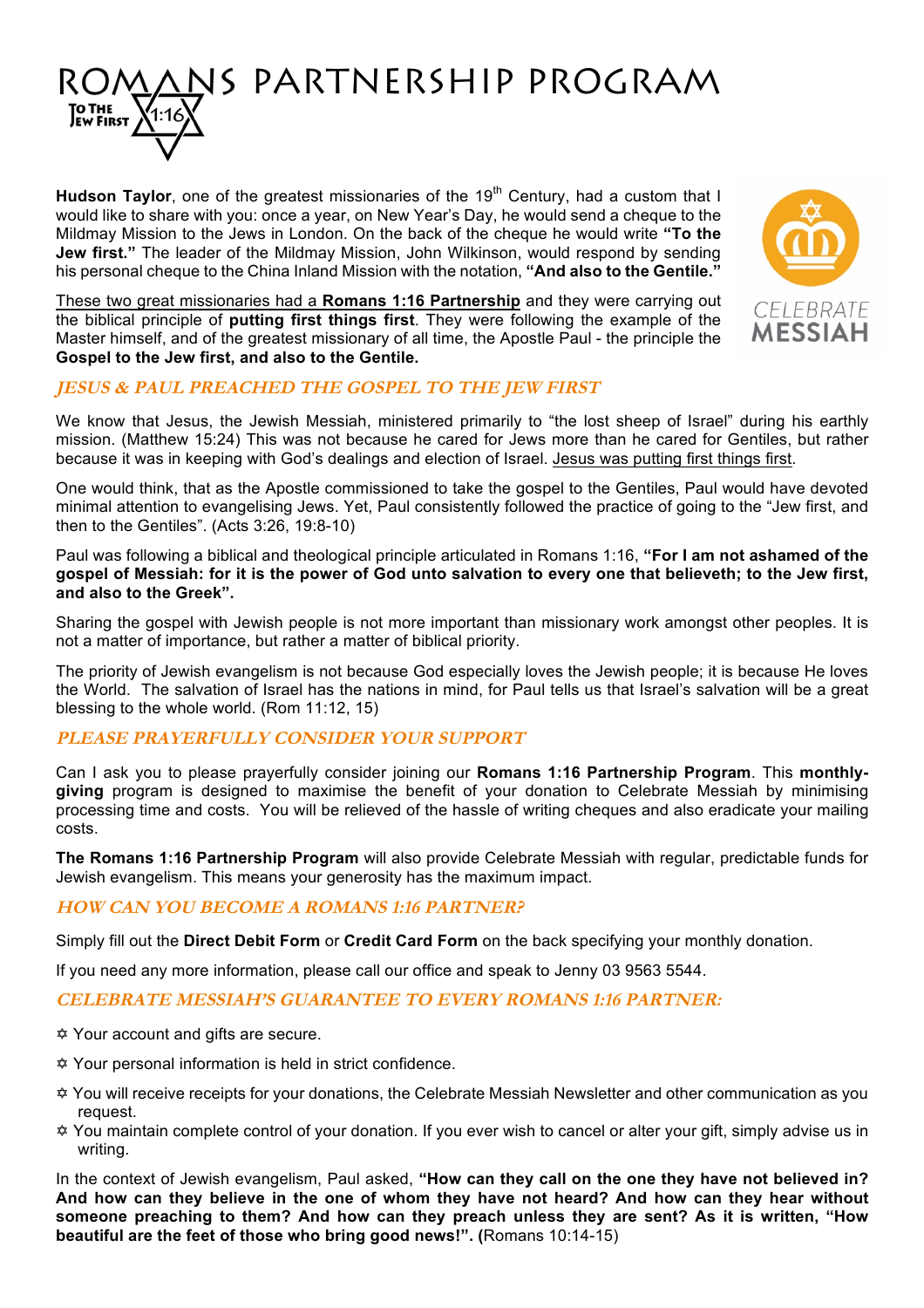# ROMANS PARTNERSHIP PROGRAM

TO THE JEW FIRST 1:16

**Hudson Taylor**, one of the greatest missionaries of the 19th Century, had a custom that I would like to share with you: once a year, on New Year's Day, he would send a cheque to the Mildmay Mission to the Jews in London. On the back of the cheque he would write **"To the Jew first."** The leader of the Mildmay Mission, John Wilkinson, would respond by sending his personal cheque to the China Inland Mission with the notation, **"And also to the Gentile."**

CELEBRATE MESSIAH

These two great missionaries had a **Romans 1:16 Partnership** and they were carrying out the biblical principle of **putting first things first**. They were following the example of the Master himself, and of the greatest missionary of all time, the Apostle Paul - the principle the **Gospel to the Jew first, and also to the Gentile.**

## *JESUS & PAUL PREACHED THE GOSPEL TO THE JEW FIRST*

We know that Jesus, the Jewish Messiah, ministered primarily to "the lost sheep of Israel" during his earthly mission. (Matthew 15:24) This was not because he cared for Jews more than he cared for Gentiles, but rather because it was in keeping with God's dealings and election of Israel. Jesus was putting first things first.

One would think, that as the Apostle commissioned to take the gospel to the Gentiles, Paul would have devoted minimal attention to evangelising Jews. Yet, Paul consistently followed the practice of going to the "Jew first, and then to the Gentiles". (Acts 3:26, 19:8-10)

Paul was following a biblical and theological principle articulated in Romans 1:16, **"For I am not ashamed of the gospel of Messiah: for it is the power of God unto salvation to every one that believeth; to the Jew first, and also to the Greek".**

Sharing the gospel with Jewish people is not more important than missionary work amongst other peoples. It is not a matter of importance, but rather a matter of biblical priority.

The priority of Jewish evangelism is not because God especially loves the Jewish people; it is because He loves the World. The salvation of Israel has the nations in mind, for Paul tells us that Israel's salvation will be a great blessing to the whole world. (Rom 11:12, 15)

## *PLEASE PRAYERFULLY CONSIDER YOUR SUPPORT*

Can I ask you to please prayerfully consider joining our **Romans 1:16 Partnership Program**. This **monthly-giving** program is designed to maximise the benefit of your donation to Celebrate Messiah by minimising processing time and costs. You will be relieved of the hassle of writing cheques and also eradicate your mailing costs.

**The Romans 1:16 Partnership Program** will also provide Celebrate Messiah with regular, predictable funds for Jewish evangelism. This means your generosity has the maximum impact.

## *HOW CAN YOU BECOME A ROMANS 1:16 PARTNER?*

Simply fill out the **Direct Debit Form** or **Credit Card Form** on the back specifying your monthly donation.

If you need any more information, please call our office and speak to Jenny 03 9563 5544.

## *CELEBRATE MESSIAH'S GUARANTEE TO EVERY ROMANS 1:16 PARTNER:*

- ✡ Your account and gifts are secure.
- ✡ Your personal information is held in strict confidence.
- ✡ You will receive receipts for your donations, the Celebrate Messiah Newsletter and other communication as you request.
- ✡ You maintain complete control of your donation. If you ever wish to cancel or alter your gift, simply advise us in writing.

In the context of Jewish evangelism, Paul asked, **"How can they call on the one they have not believed in? And how can they believe in the one of whom they have not heard? And how can they hear without someone preaching to them? And how can they preach unless they are sent? As it is written, "How beautiful are the feet of those who bring good news!". (**Romans 10:14-15)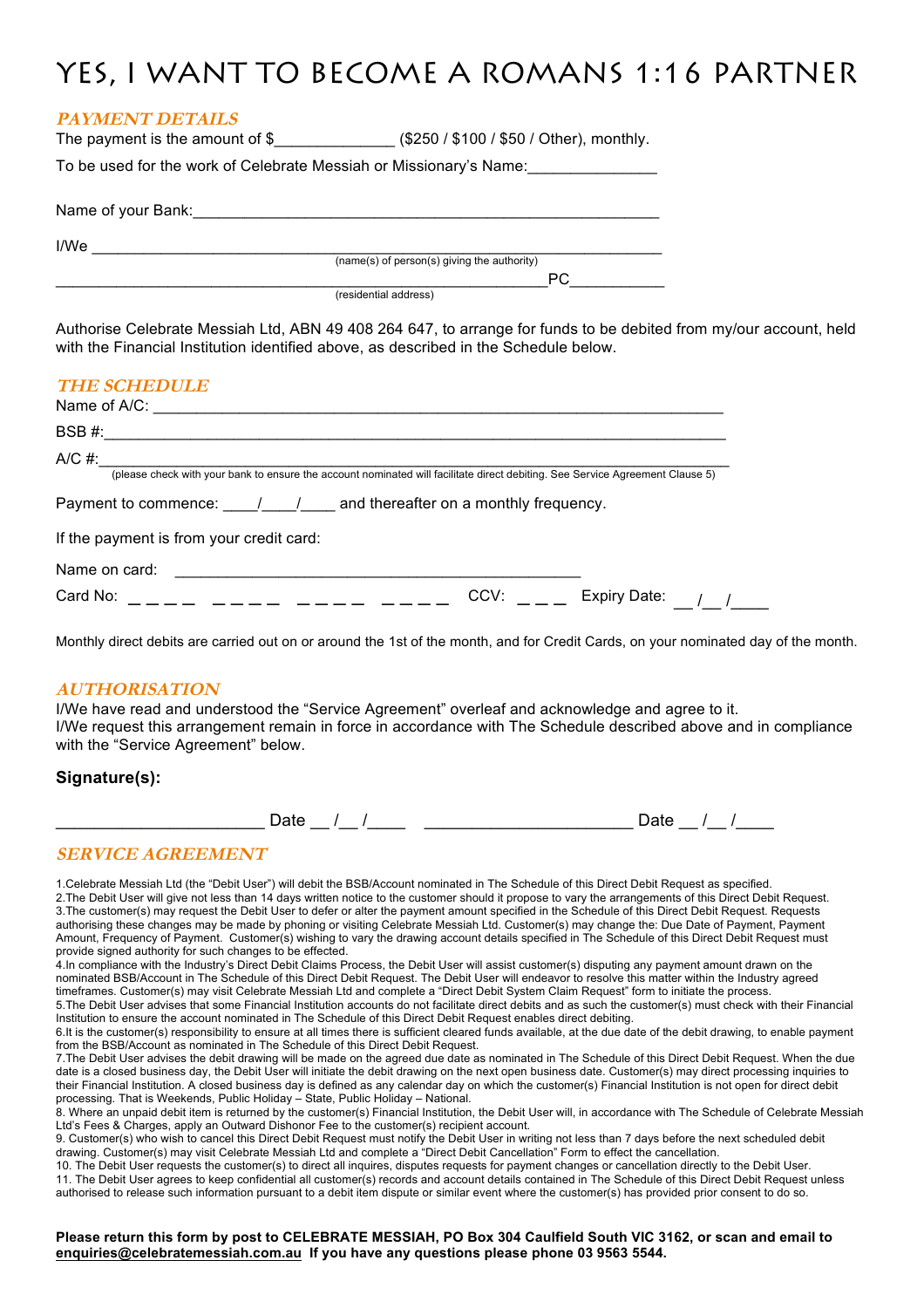# YES, I WANT TO BECOME A ROMANS 1:16 PARTNER

## *PAYMENT DETAILS*

The payment is the amount of $_____________ ($250 / $100 / $50 / Other), monthly.

To be used for the work of Celebrate Messiah or Missionary's Name:______________

Name of your Bank:_____________________________________________________

I/We ____________________________________________________________
(name(s) of person(s) giving the authority)

____________________________________________________PC__________
(residential address)

Authorise Celebrate Messiah Ltd, ABN 49 408 264 647, to arrange for funds to be debited from my/our account, held with the Financial Institution identified above, as described in the Schedule below.

## *THE SCHEDULE*

Name of A/C: ______________________________________________________________

BSB #:____________________________________________________________________

A/C #:____________________________________________________________________
(please check with your bank to ensure the account nominated will facilitate direct debiting. See Service Agreement Clause 5)

Payment to commence: ____/____/____ and thereafter on a monthly frequency.

If the payment is from your credit card:

Name on card: ______________________________________________

Card No: _ _ _ _ _ _ _ _ _ _ _ _ _ _ _ _ CCV: _ _ _ Expiry Date: __ /__ /____

Monthly direct debits are carried out on or around the 1st of the month, and for Credit Cards, on your nominated day of the month.

## *AUTHORISATION*

I/We have read and understood the "Service Agreement" overleaf and acknowledge and agree to it.
I/We request this arrangement remain in force in accordance with The Schedule described above and in compliance with the "Service Agreement" below.

**Signature(s):**

______________________ Date __ /__ /____ ______________________ Date __ /__ /____

## *SERVICE AGREEMENT*

1.Celebrate Messiah Ltd (the "Debit User") will debit the BSB/Account nominated in The Schedule of this Direct Debit Request as specified.
2.The Debit User will give not less than 14 days written notice to the customer should it propose to vary the arrangements of this Direct Debit Request.
3.The customer(s) may request the Debit User to defer or alter the payment amount specified in the Schedule of this Direct Debit Request. Requests authorising these changes may be made by phoning or visiting Celebrate Messiah Ltd. Customer(s) may change the: Due Date of Payment, Payment Amount, Frequency of Payment. Customer(s) wishing to vary the drawing account details specified in The Schedule of this Direct Debit Request must provide signed authority for such changes to be effected.
4.In compliance with the Industry's Direct Debit Claims Process, the Debit User will assist customer(s) disputing any payment amount drawn on the nominated BSB/Account in The Schedule of this Direct Debit Request. The Debit User will endeavor to resolve this matter within the Industry agreed timeframes. Customer(s) may visit Celebrate Messiah Ltd and complete a "Direct Debit System Claim Request" form to initiate the process.
5.The Debit User advises that some Financial Institution accounts do not facilitate direct debits and as such the customer(s) must check with their Financial Institution to ensure the account nominated in The Schedule of this Direct Debit Request enables direct debiting.
6.It is the customer(s) responsibility to ensure at all times there is sufficient cleared funds available, at the due date of the debit drawing, to enable payment from the BSB/Account as nominated in The Schedule of this Direct Debit Request.
7.The Debit User advises the debit drawing will be made on the agreed due date as nominated in The Schedule of this Direct Debit Request. When the due date is a closed business day, the Debit User will initiate the debit drawing on the next open business date. Customer(s) may direct processing inquiries to their Financial Institution. A closed business day is defined as any calendar day on which the customer(s) Financial Institution is not open for direct debit processing. That is Weekends, Public Holiday – State, Public Holiday – National.
8. Where an unpaid debit item is returned by the customer(s) Financial Institution, the Debit User will, in accordance with The Schedule of Celebrate Messiah Ltd's Fees & Charges, apply an Outward Dishonor Fee to the customer(s) recipient account.
9. Customer(s) who wish to cancel this Direct Debit Request must notify the Debit User in writing not less than 7 days before the next scheduled debit drawing. Customer(s) may visit Celebrate Messiah Ltd and complete a "Direct Debit Cancellation" Form to effect the cancellation.
10. The Debit User requests the customer(s) to direct all inquires, disputes requests for payment changes or cancellation directly to the Debit User.
11. The Debit User agrees to keep confidential all customer(s) records and account details contained in The Schedule of this Direct Debit Request unless authorised to release such information pursuant to a debit item dispute or similar event where the customer(s) has provided prior consent to do so.

**Please return this form by post to CELEBRATE MESSIAH, PO Box 304 Caulfield South VIC 3162, or scan and email to enquiries@celebratemessiah.com.au If you have any questions please phone 03 9563 5544.**